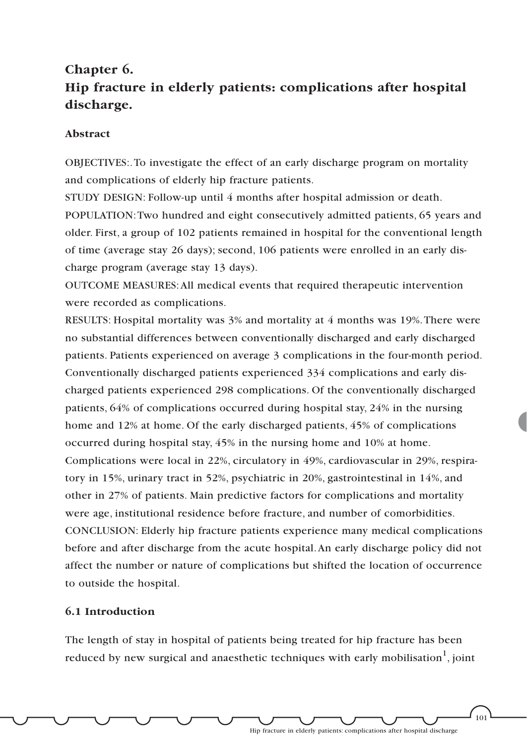# Chapter 6.
# Hip fracture in elderly patients: complications after hospital discharge.

## Abstract

OBJECTIVES:. To investigate the effect of an early discharge program on mortality and complications of elderly hip fracture patients.

STUDY DESIGN: Follow-up until 4 months after hospital admission or death.

POPULATION: Two hundred and eight consecutively admitted patients, 65 years and older. First, a group of 102 patients remained in hospital for the conventional length of time (average stay 26 days); second, 106 patients were enrolled in an early discharge program (average stay 13 days).

OUTCOME MEASURES: All medical events that required therapeutic intervention were recorded as complications.

RESULTS: Hospital mortality was 3% and mortality at 4 months was 19%. There were no substantial differences between conventionally discharged and early discharged patients. Patients experienced on average 3 complications in the four-month period. Conventionally discharged patients experienced 334 complications and early discharged patients experienced 298 complications. Of the conventionally discharged patients, 64% of complications occurred during hospital stay, 24% in the nursing home and 12% at home. Of the early discharged patients, 45% of complications occurred during hospital stay, 45% in the nursing home and 10% at home. Complications were local in 22%, circulatory in 49%, cardiovascular in 29%, respiratory in 15%, urinary tract in 52%, psychiatric in 20%, gastrointestinal in 14%, and other in 27% of patients. Main predictive factors for complications and mortality were age, institutional residence before fracture, and number of comorbidities.

CONCLUSION: Elderly hip fracture patients experience many medical complications before and after discharge from the acute hospital. An early discharge policy did not affect the number or nature of complications but shifted the location of occurrence to outside the hospital.

## 6.1 Introduction

The length of stay in hospital of patients being treated for hip fracture has been reduced by new surgical and anaesthetic techniques with early mobilisation[1], joint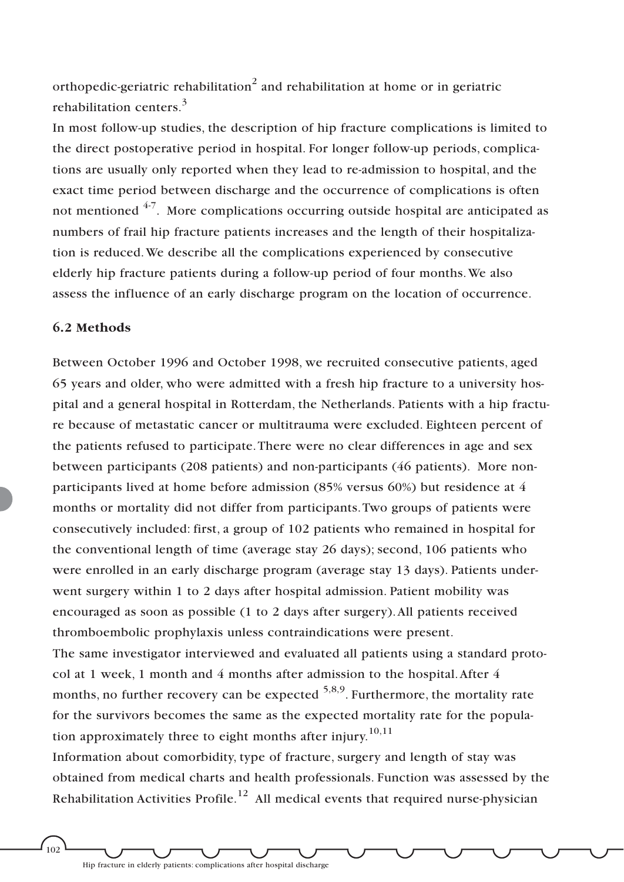orthopedic-geriatric rehabilitation[2] and rehabilitation at home or in geriatric rehabilitation centers.[3]

In most follow-up studies, the description of hip fracture complications is limited to the direct postoperative period in hospital. For longer follow-up periods, complications are usually only reported when they lead to re-admission to hospital, and the exact time period between discharge and the occurrence of complications is often not mentioned [4-7]. More complications occurring outside hospital are anticipated as numbers of frail hip fracture patients increases and the length of their hospitalization is reduced. We describe all the complications experienced by consecutive elderly hip fracture patients during a follow-up period of four months. We also assess the influence of an early discharge program on the location of occurrence.

### 6.2 Methods

Between October 1996 and October 1998, we recruited consecutive patients, aged 65 years and older, who were admitted with a fresh hip fracture to a university hospital and a general hospital in Rotterdam, the Netherlands. Patients with a hip fracture because of metastatic cancer or multitrauma were excluded. Eighteen percent of the patients refused to participate. There were no clear differences in age and sex between participants (208 patients) and non-participants (46 patients). More non-participants lived at home before admission (85% versus 60%) but residence at 4 months or mortality did not differ from participants. Two groups of patients were consecutively included: first, a group of 102 patients who remained in hospital for the conventional length of time (average stay 26 days); second, 106 patients who were enrolled in an early discharge program (average stay 13 days). Patients underwent surgery within 1 to 2 days after hospital admission. Patient mobility was encouraged as soon as possible (1 to 2 days after surgery). All patients received thromboembolic prophylaxis unless contraindications were present.

The same investigator interviewed and evaluated all patients using a standard protocol at 1 week, 1 month and 4 months after admission to the hospital. After 4 months, no further recovery can be expected [5,8,9]. Furthermore, the mortality rate for the survivors becomes the same as the expected mortality rate for the population approximately three to eight months after injury.[10,11]

Information about comorbidity, type of fracture, surgery and length of stay was obtained from medical charts and health professionals. Function was assessed by the Rehabilitation Activities Profile.[12] All medical events that required nurse-physician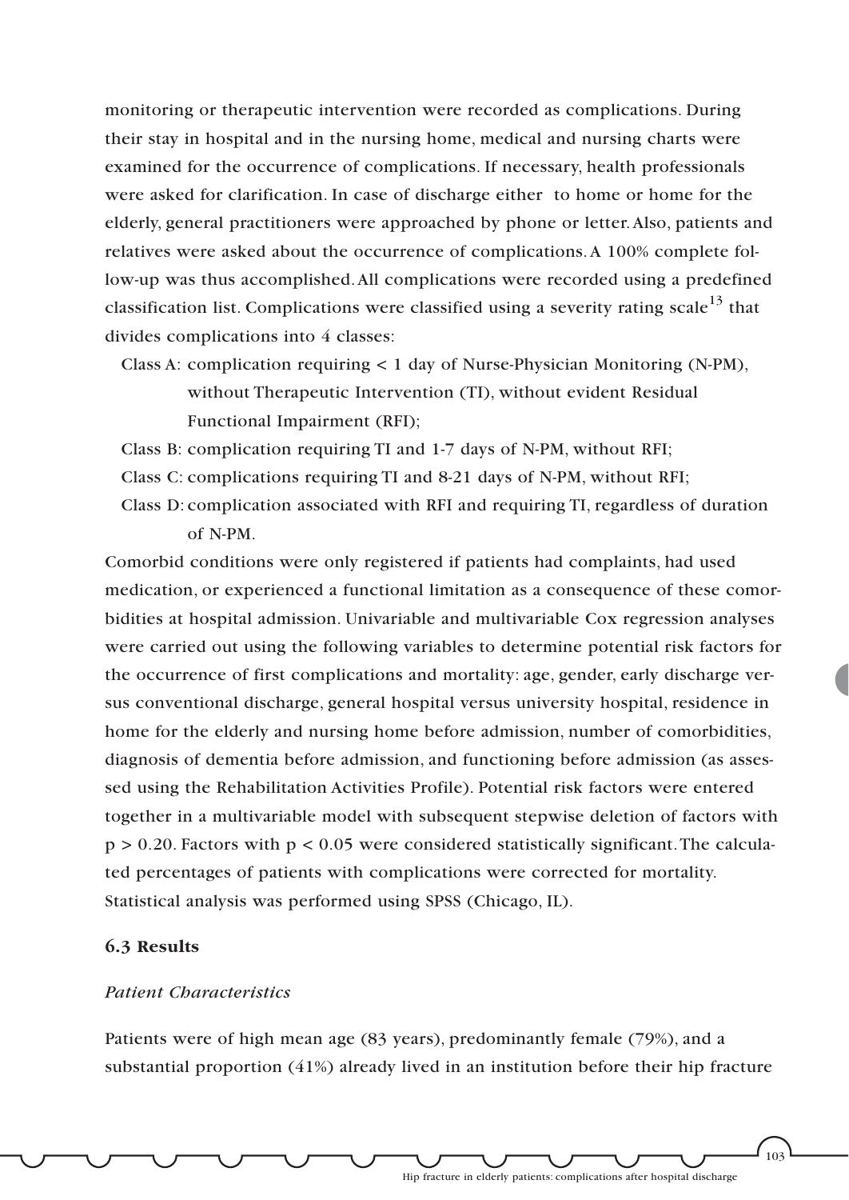monitoring or therapeutic intervention were recorded as complications. During their stay in hospital and in the nursing home, medical and nursing charts were examined for the occurrence of complications. If necessary, health professionals were asked for clarification. In case of discharge either to home or home for the elderly, general practitioners were approached by phone or letter. Also, patients and relatives were asked about the occurrence of complications. A 100% complete follow-up was thus accomplished. All complications were recorded using a predefined classification list. Complications were classified using a severity rating scale[13] that divides complications into 4 classes:

- Class A: complication requiring < 1 day of Nurse-Physician Monitoring (N-PM), without Therapeutic Intervention (TI), without evident Residual Functional Impairment (RFI);
- Class B: complication requiring TI and 1-7 days of N-PM, without RFI;
- Class C: complications requiring TI and 8-21 days of N-PM, without RFI;
- Class D: complication associated with RFI and requiring TI, regardless of duration of N-PM.

Comorbid conditions were only registered if patients had complaints, had used medication, or experienced a functional limitation as a consequence of these comorbidities at hospital admission. Univariable and multivariable Cox regression analyses were carried out using the following variables to determine potential risk factors for the occurrence of first complications and mortality: age, gender, early discharge versus conventional discharge, general hospital versus university hospital, residence in home for the elderly and nursing home before admission, number of comorbidities, diagnosis of dementia before admission, and functioning before admission (as assessed using the Rehabilitation Activities Profile). Potential risk factors were entered together in a multivariable model with subsequent stepwise deletion of factors with $p > 0.20$. Factors with $p < 0.05$ were considered statistically significant. The calculated percentages of patients with complications were corrected for mortality. Statistical analysis was performed using SPSS (Chicago, IL).

## 6.3 Results

### *Patient Characteristics*

Patients were of high mean age (83 years), predominantly female (79%), and a substantial proportion (41%) already lived in an institution before their hip fracture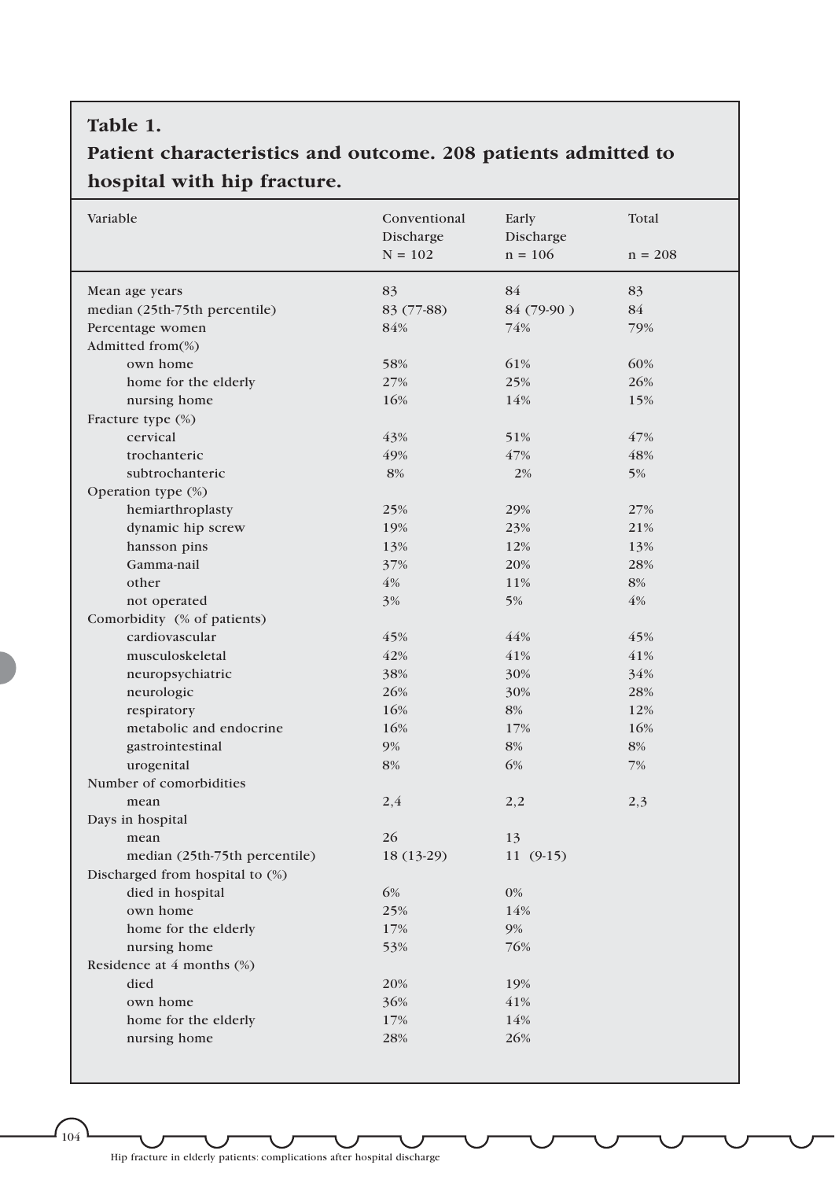**Table 1.**
**Patient characteristics and outcome. 208 patients admitted to hospital with hip fracture.**

| Variable | Conventional Discharge N = 102 | Early Discharge n = 106 | Total n = 208 |
|---|---|---|---|
| Mean age years | 83 | 84 | 83 |
| median (25th-75th percentile) | 83 (77-88) | 84 (79-90 ) | 84 |
| Percentage women | 84% | 74% | 79% |
| Admitted from(%) | | | |
| own home | 58% | 61% | 60% |
| home for the elderly | 27% | 25% | 26% |
| nursing home | 16% | 14% | 15% |
| Fracture type (%) | | | |
| cervical | 43% | 51% | 47% |
| trochanteric | 49% | 47% | 48% |
| subtrochanteric | 8% | 2% | 5% |
| Operation type (%) | | | |
| hemiarthroplasty | 25% | 29% | 27% |
| dynamic hip screw | 19% | 23% | 21% |
| hansson pins | 13% | 12% | 13% |
| Gamma-nail | 37% | 20% | 28% |
| other | 4% | 11% | 8% |
| not operated | 3% | 5% | 4% |
| Comorbidity (% of patients) | | | |
| cardiovascular | 45% | 44% | 45% |
| musculoskeletal | 42% | 41% | 41% |
| neuropsychiatric | 38% | 30% | 34% |
| neurologic | 26% | 30% | 28% |
| respiratory | 16% | 8% | 12% |
| metabolic and endocrine | 16% | 17% | 16% |
| gastrointestinal | 9% | 8% | 8% |
| urogenital | 8% | 6% | 7% |
| Number of comorbidities | | | |
| mean | 2,4 | 2,2 | 2,3 |
| Days in hospital | | | |
| mean | 26 | 13 | |
| median (25th-75th percentile) | 18 (13-29) | 11 (9-15) | |
| Discharged from hospital to (%) | | | |
| died in hospital | 6% | 0% | |
| own home | 25% | 14% | |
| home for the elderly | 17% | 9% | |
| nursing home | 53% | 76% | |
| Residence at 4 months (%) | | | |
| died | 20% | 19% | |
| own home | 36% | 41% | |
| home for the elderly | 17% | 14% | |
| nursing home | 28% | 26% | |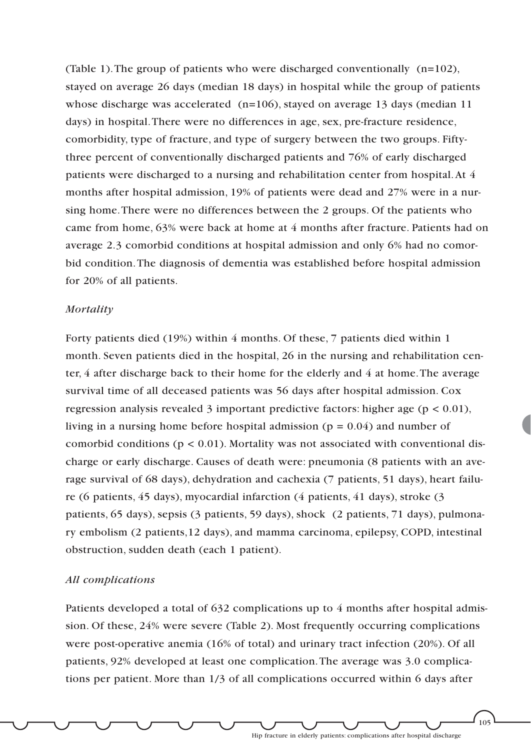(Table 1). The group of patients who were discharged conventionally (n=102), stayed on average 26 days (median 18 days) in hospital while the group of patients whose discharge was accelerated (n=106), stayed on average 13 days (median 11 days) in hospital. There were no differences in age, sex, pre-fracture residence, comorbidity, type of fracture, and type of surgery between the two groups. Fifty-three percent of conventionally discharged patients and 76% of early discharged patients were discharged to a nursing and rehabilitation center from hospital. At 4 months after hospital admission, 19% of patients were dead and 27% were in a nursing home. There were no differences between the 2 groups. Of the patients who came from home, 63% were back at home at 4 months after fracture. Patients had on average 2.3 comorbid conditions at hospital admission and only 6% had no comorbid condition. The diagnosis of dementia was established before hospital admission for 20% of all patients.

*Mortality*

Forty patients died (19%) within 4 months. Of these, 7 patients died within 1 month. Seven patients died in the hospital, 26 in the nursing and rehabilitation center, 4 after discharge back to their home for the elderly and 4 at home. The average survival time of all deceased patients was 56 days after hospital admission. Cox regression analysis revealed 3 important predictive factors: higher age ($p < 0.01$), living in a nursing home before hospital admission ($p = 0.04$) and number of comorbid conditions ($p < 0.01$). Mortality was not associated with conventional discharge or early discharge. Causes of death were: pneumonia (8 patients with an average survival of 68 days), dehydration and cachexia (7 patients, 51 days), heart failure (6 patients, 45 days), myocardial infarction (4 patients, 41 days), stroke (3 patients, 65 days), sepsis (3 patients, 59 days), shock (2 patients, 71 days), pulmonary embolism (2 patients,12 days), and mamma carcinoma, epilepsy, COPD, intestinal obstruction, sudden death (each 1 patient).

*All complications*

Patients developed a total of 632 complications up to 4 months after hospital admission. Of these, 24% were severe (Table 2). Most frequently occurring complications were post-operative anemia (16% of total) and urinary tract infection (20%). Of all patients, 92% developed at least one complication. The average was 3.0 complications per patient. More than 1/3 of all complications occurred within 6 days after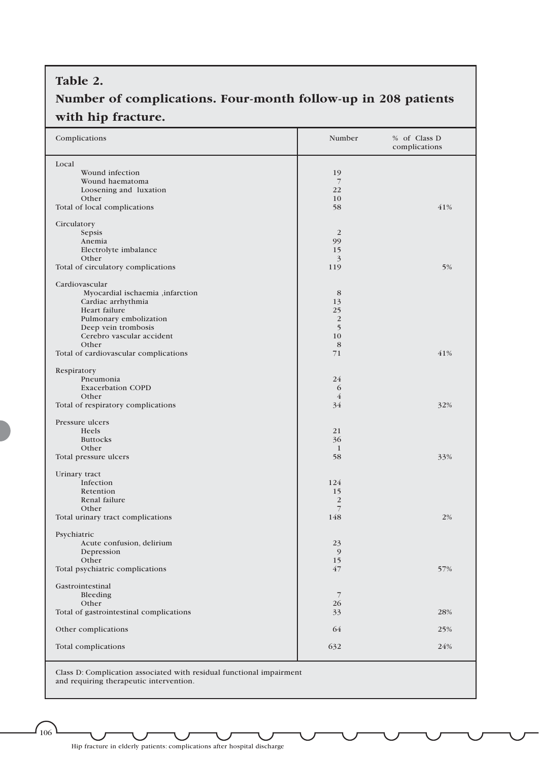**Table 2.**

**Number of complications. Four-month follow-up in 208 patients with hip fracture.**

| Complications | Number | % of Class D complications |
|---|---|---|
| Local | | |
| Wound infection | 19 | |
| Wound haematoma | 7 | |
| Loosening and luxation | 22 | |
| Other | 10 | |
| Total of local complications | 58 | 41% |
| Circulatory | | |
| Sepsis | 2 | |
| Anemia | 99 | |
| Electrolyte imbalance | 15 | |
| Other | 3 | |
| Total of circulatory complications | 119 | 5% |
| Cardiovascular | | |
| Myocardial ischaemia ,infarction | 8 | |
| Cardiac arrhythmia | 13 | |
| Heart failure | 25 | |
| Pulmonary embolization | 2 | |
| Deep vein trombosis | 5 | |
| Cerebro vascular accident | 10 | |
| Other | 8 | |
| Total of cardiovascular complications | 71 | 41% |
| Respiratory | | |
| Pneumonia | 24 | |
| Exacerbation COPD | 6 | |
| Other | 4 | |
| Total of respiratory complications | 34 | 32% |
| Pressure ulcers | | |
| Heels | 21 | |
| Buttocks | 36 | |
| Other | 1 | |
| Total pressure ulcers | 58 | 33% |
| Urinary tract | | |
| Infection | 124 | |
| Retention | 15 | |
| Renal failure | 2 | |
| Other | 7 | |
| Total urinary tract complications | 148 | 2% |
| Psychiatric | | |
| Acute confusion, delirium | 23 | |
| Depression | 9 | |
| Other | 15 | |
| Total psychiatric complications | 47 | 57% |
| Gastrointestinal | | |
| Bleeding | 7 | |
| Other | 26 | |
| Total of gastrointestinal complications | 33 | 28% |
| Other complications | 64 | 25% |
| Total complications | 632 | 24% |

Class D: Complication associated with residual functional impairment and requiring therapeutic intervention.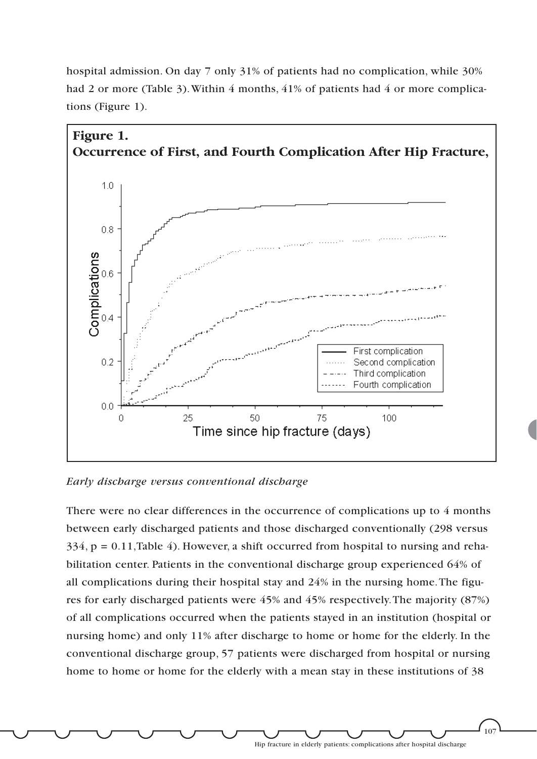hospital admission. On day 7 only 31% of patients had no complication, while 30% had 2 or more (Table 3). Within 4 months, 41% of patients had 4 or more complications (Figure 1).

**Figure 1.**
**Occurrence of First, and Fourth Complication After Hip Fracture,**

*Early discharge versus conventional discharge*

There were no clear differences in the occurrence of complications up to 4 months between early discharged patients and those discharged conventionally (298 versus 334, $p = 0.11$, Table 4). However, a shift occurred from hospital to nursing and rehabilitation center. Patients in the conventional discharge group experienced 64% of all complications during their hospital stay and 24% in the nursing home. The figures for early discharged patients were 45% and 45% respectively. The majority (87%) of all complications occurred when the patients stayed in an institution (hospital or nursing home) and only 11% after discharge to home or home for the elderly. In the conventional discharge group, 57 patients were discharged from hospital or nursing home to home or home for the elderly with a mean stay in these institutions of 38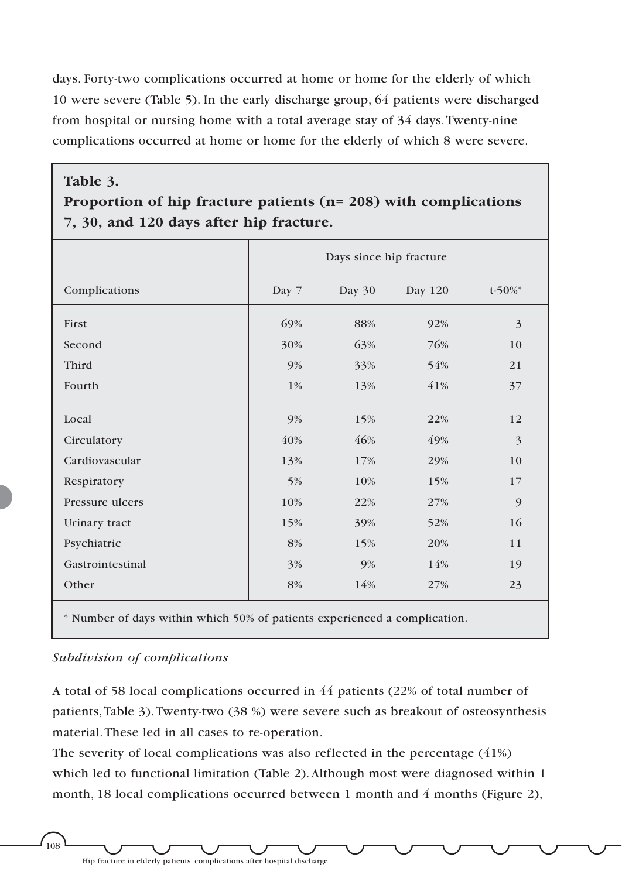days. Forty-two complications occurred at home or home for the elderly of which 10 were severe (Table 5). In the early discharge group, 64 patients were discharged from hospital or nursing home with a total average stay of 34 days. Twenty-nine complications occurred at home or home for the elderly of which 8 were severe.

**Table 3.**
**Proportion of hip fracture patients (n= 208) with complications 7, 30, and 120 days after hip fracture.**

| | Days since hip fracture | | | |
|---|---|---|---|---|
| Complications | Day 7 | Day 30 | Day 120 | t-50%* |
| First | 69% | 88% | 92% | 3 |
| Second | 30% | 63% | 76% | 10 |
| Third | 9% | 33% | 54% | 21 |
| Fourth | 1% | 13% | 41% | 37 |
| Local | 9% | 15% | 22% | 12 |
| Circulatory | 40% | 46% | 49% | 3 |
| Cardiovascular | 13% | 17% | 29% | 10 |
| Respiratory | 5% | 10% | 15% | 17 |
| Pressure ulcers | 10% | 22% | 27% | 9 |
| Urinary tract | 15% | 39% | 52% | 16 |
| Psychiatric | 8% | 15% | 20% | 11 |
| Gastrointestinal | 3% | 9% | 14% | 19 |
| Other | 8% | 14% | 27% | 23 |

* Number of days within which 50% of patients experienced a complication.

*Subdivision of complications*

A total of 58 local complications occurred in 44 patients (22% of total number of patients, Table 3). Twenty-two (38 %) were severe such as breakout of osteosynthesis material. These led in all cases to re-operation.

The severity of local complications was also reflected in the percentage (41%) which led to functional limitation (Table 2). Although most were diagnosed within 1 month, 18 local complications occurred between 1 month and 4 months (Figure 2),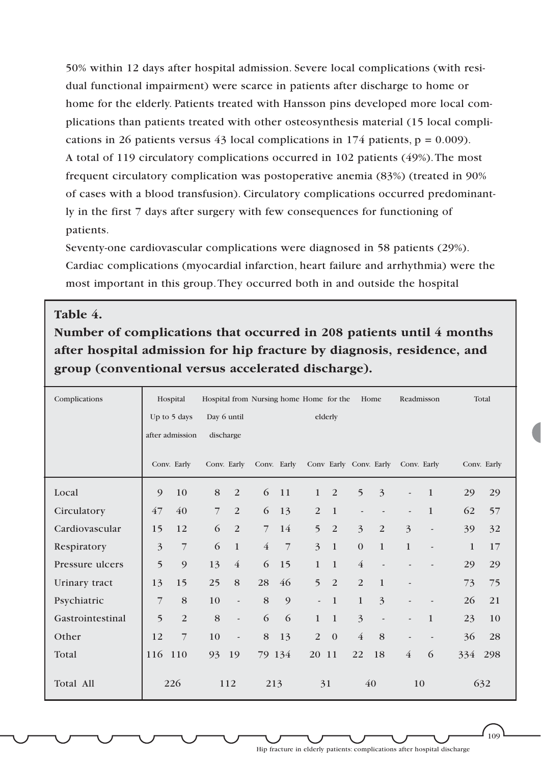50% within 12 days after hospital admission. Severe local complications (with residual functional impairment) were scarce in patients after discharge to home or home for the elderly. Patients treated with Hansson pins developed more local complications than patients treated with other osteosynthesis material (15 local complications in 26 patients versus 43 local complications in 174 patients, $p = 0.009$).
A total of 119 circulatory complications occurred in 102 patients (49%). The most frequent circulatory complication was postoperative anemia (83%) (treated in 90% of cases with a blood transfusion). Circulatory complications occurred predominantly in the first 7 days after surgery with few consequences for functioning of patients.
Seventy-one cardiovascular complications were diagnosed in 58 patients (29%). Cardiac complications (myocardial infarction, heart failure and arrhythmia) were the most important in this group. They occurred both in and outside the hospital

**Table 4.**
**Number of complications that occurred in 208 patients until 4 months after hospital admission for hip fracture by diagnosis, residence, and group (conventional versus accelerated discharge).**

| Complications | Hospital Up to 5 days after admission | | Hospital from Day 6 until discharge | | Nursing home | | Home for the elderly | | Home | | Readmisson | | Total | |
|---|---|---|---|---|---|---|---|---|---|---|---|---|---|---|
| | Conv. | Early | Conv. | Early | Conv. | Early | Conv | Early | Conv. | Early | Conv. | Early | Conv. | Early |
| Local | 9 | 10 | 8 | 2 | 6 | 11 | 1 | 2 | 5 | 3 | - | 1 | 29 | 29 |
| Circulatory | 47 | 40 | 7 | 2 | 6 | 13 | 2 | 1 | - | - | - | 1 | 62 | 57 |
| Cardiovascular | 15 | 12 | 6 | 2 | 7 | 14 | 5 | 2 | 3 | 2 | 3 | - | 39 | 32 |
| Respiratory | 3 | 7 | 6 | 1 | 4 | 7 | 3 | 1 | 0 | 1 | 1 | - | 1 | 17 |
| Pressure ulcers | 5 | 9 | 13 | 4 | 6 | 15 | 1 | 1 | 4 | - | - | - | 29 | 29 |
| Urinary tract | 13 | 15 | 25 | 8 | 28 | 46 | 5 | 2 | 2 | 1 | - | | 73 | 75 |
| Psychiatric | 7 | 8 | 10 | - | 8 | 9 | - | 1 | 1 | 3 | - | - | 26 | 21 |
| Gastrointestinal | 5 | 2 | 8 | - | 6 | 6 | 1 | 1 | 3 | - | - | 1 | 23 | 10 |
| Other | 12 | 7 | 10 | - | 8 | 13 | 2 | 0 | 4 | 8 | - | - | 36 | 28 |
| Total | 116 | 110 | 93 | 19 | 79 | 134 | 20 | 11 | 22 | 18 | 4 | 6 | 334 | 298 |
| Total All | 226 | | 112 | | 213 | | 31 | | 40 | | 10 | | 632 | |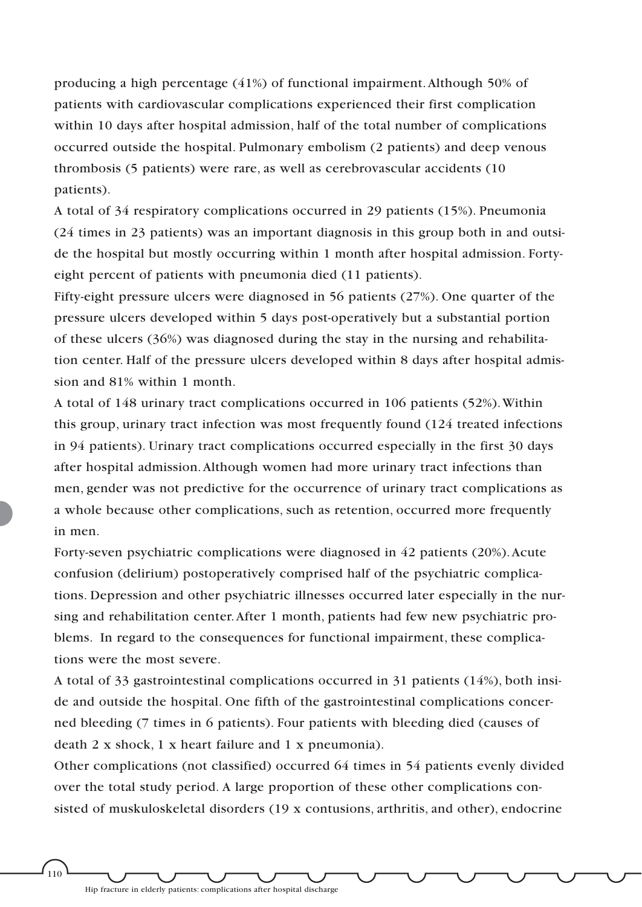producing a high percentage (41%) of functional impairment. Although 50% of patients with cardiovascular complications experienced their first complication within 10 days after hospital admission, half of the total number of complications occurred outside the hospital. Pulmonary embolism (2 patients) and deep venous thrombosis (5 patients) were rare, as well as cerebrovascular accidents (10 patients).

A total of 34 respiratory complications occurred in 29 patients (15%). Pneumonia (24 times in 23 patients) was an important diagnosis in this group both in and outside the hospital but mostly occurring within 1 month after hospital admission. Forty-eight percent of patients with pneumonia died (11 patients).

Fifty-eight pressure ulcers were diagnosed in 56 patients (27%). One quarter of the pressure ulcers developed within 5 days post-operatively but a substantial portion of these ulcers (36%) was diagnosed during the stay in the nursing and rehabilitation center. Half of the pressure ulcers developed within 8 days after hospital admission and 81% within 1 month.

A total of 148 urinary tract complications occurred in 106 patients (52%). Within this group, urinary tract infection was most frequently found (124 treated infections in 94 patients). Urinary tract complications occurred especially in the first 30 days after hospital admission. Although women had more urinary tract infections than men, gender was not predictive for the occurrence of urinary tract complications as a whole because other complications, such as retention, occurred more frequently in men.

Forty-seven psychiatric complications were diagnosed in 42 patients (20%). Acute confusion (delirium) postoperatively comprised half of the psychiatric complications. Depression and other psychiatric illnesses occurred later especially in the nursing and rehabilitation center. After 1 month, patients had few new psychiatric problems. In regard to the consequences for functional impairment, these complications were the most severe.

A total of 33 gastrointestinal complications occurred in 31 patients (14%), both inside and outside the hospital. One fifth of the gastrointestinal complications concerned bleeding (7 times in 6 patients). Four patients with bleeding died (causes of death 2 x shock, 1 x heart failure and 1 x pneumonia).

Other complications (not classified) occurred 64 times in 54 patients evenly divided over the total study period. A large proportion of these other complications consisted of muskuloskeletal disorders (19 x contusions, arthritis, and other), endocrine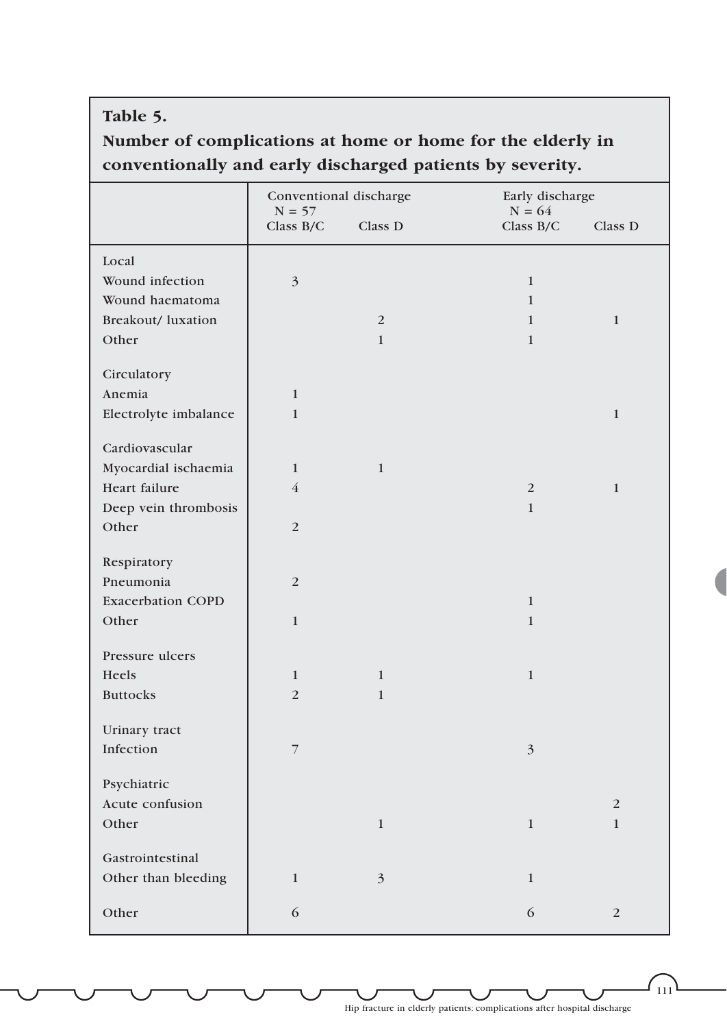**Table 5.**
**Number of complications at home or home for the elderly in conventionally and early discharged patients by severity.**

| | Conventional discharge N = 57 | | Early discharge N = 64 | |
|---|---|---|---|---|
| | Class B/C | Class D | Class B/C | Class D |
| Local | | | | |
| Wound infection | 3 | | 1 | |
| Wound haematoma | | | 1 | |
| Breakout/ luxation | | 2 | 1 | 1 |
| Other | | 1 | 1 | |
| Circulatory | | | | |
| Anemia | 1 | | | |
| Electrolyte imbalance | 1 | | | 1 |
| Cardiovascular | | | | |
| Myocardial ischaemia | 1 | 1 | | |
| Heart failure | 4 | | 2 | 1 |
| Deep vein thrombosis | | | 1 | |
| Other | 2 | | | |
| Respiratory | | | | |
| Pneumonia | 2 | | | |
| Exacerbation COPD | | | 1 | |
| Other | 1 | | 1 | |
| Pressure ulcers | | | | |
| Heels | 1 | 1 | 1 | |
| Buttocks | 2 | 1 | | |
| Urinary tract | | | | |
| Infection | 7 | | 3 | |
| Psychiatric | | | | |
| Acute confusion | | | | 2 |
| Other | | 1 | 1 | 1 |
| Gastrointestinal | | | | |
| Other than bleeding | 1 | 3 | 1 | |
| Other | 6 | | 6 | 2 |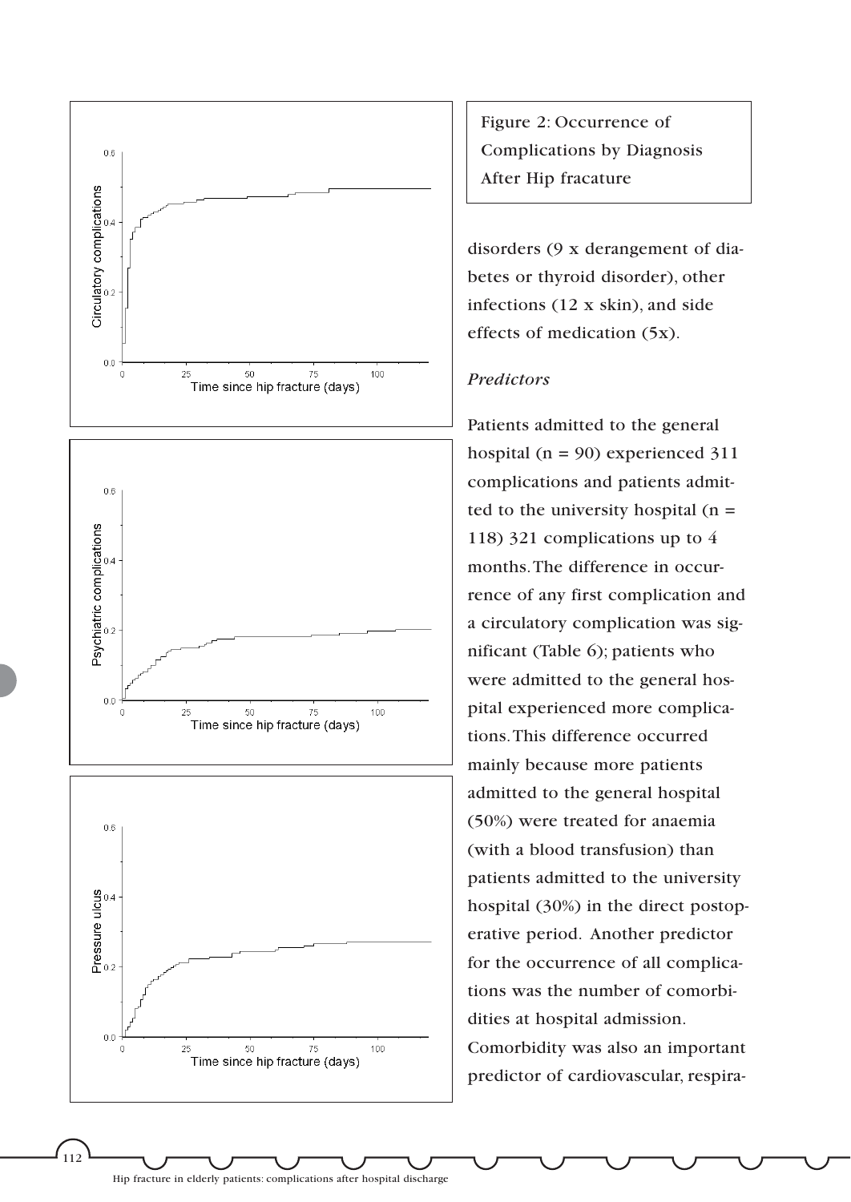Figure 2: Occurrence of Complications by Diagnosis After Hip fracature

disorders (9 x derangement of diabetes or thyroid disorder), other infections (12 x skin), and side effects of medication (5x).

*Predictors*

Patients admitted to the general hospital (n = 90) experienced 311 complications and patients admitted to the university hospital (n = 118) 321 complications up to 4 months. The difference in occurrence of any first complication and a circulatory complication was significant (Table 6); patients who were admitted to the general hospital experienced more complications. This difference occurred mainly because more patients admitted to the general hospital (50%) were treated for anaemia (with a blood transfusion) than patients admitted to the university hospital (30%) in the direct postoperative period. Another predictor for the occurrence of all complications was the number of comorbidities at hospital admission. Comorbidity was also an important predictor of cardiovascular, respira-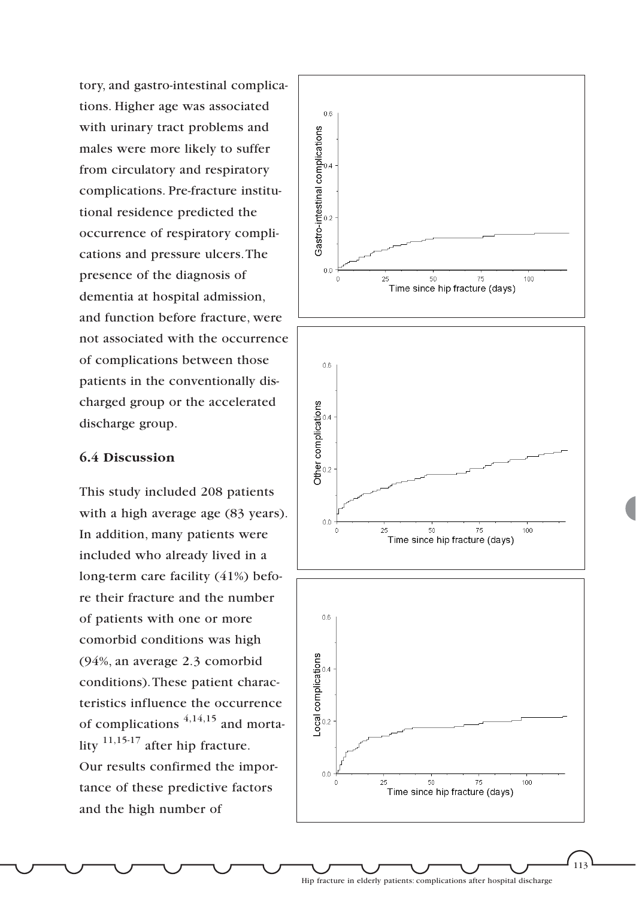tory, and gastro-intestinal complications. Higher age was associated with urinary tract problems and males were more likely to suffer from circulatory and respiratory complications. Pre-fracture institutional residence predicted the occurrence of respiratory complications and pressure ulcers. The presence of the diagnosis of dementia at hospital admission, and function before fracture, were not associated with the occurrence of complications between those patients in the conventionally discharged group or the accelerated discharge group.

### 6.4 Discussion

This study included 208 patients with a high average age (83 years). In addition, many patients were included who already lived in a long-term care facility (41%) before their fracture and the number of patients with one or more comorbid conditions was high (94%, an average 2.3 comorbid conditions). These patient characteristics influence the occurrence of complications [4,14,15] and mortality [11,15-17] after hip fracture. Our results confirmed the importance of these predictive factors and the high number of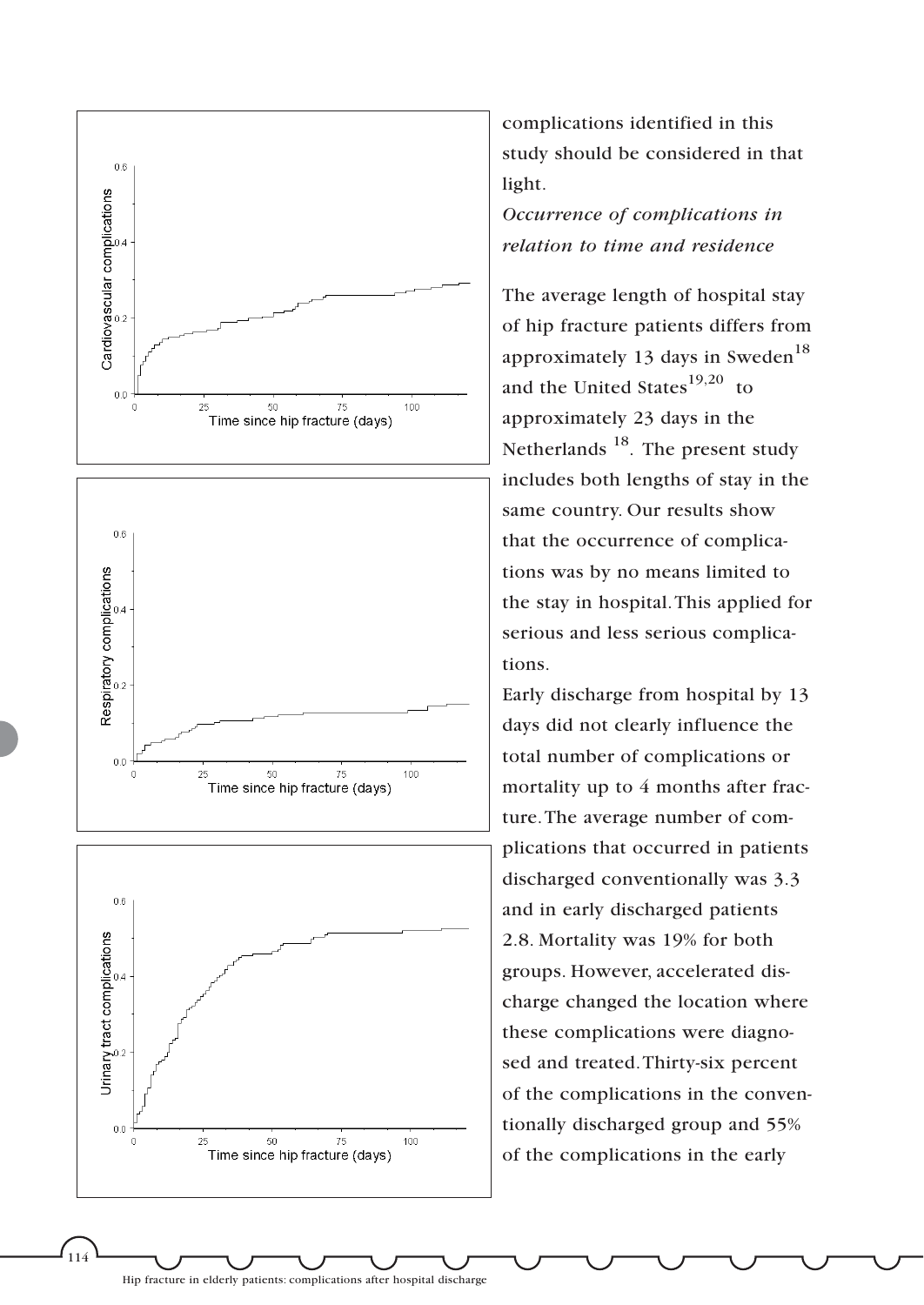complications identified in this study should be considered in that light.

*Occurrence of complications in relation to time and residence*

The average length of hospital stay of hip fracture patients differs from approximately 13 days in Sweden[18] and the United States[19,20] to approximately 23 days in the Netherlands [18]. The present study includes both lengths of stay in the same country. Our results show that the occurrence of complications was by no means limited to the stay in hospital. This applied for serious and less serious complications.

Early discharge from hospital by 13 days did not clearly influence the total number of complications or mortality up to 4 months after fracture. The average number of complications that occurred in patients discharged conventionally was 3.3 and in early discharged patients 2.8. Mortality was 19% for both groups. However, accelerated discharge changed the location where these complications were diagnosed and treated. Thirty-six percent of the complications in the conventionally discharged group and 55% of the complications in the early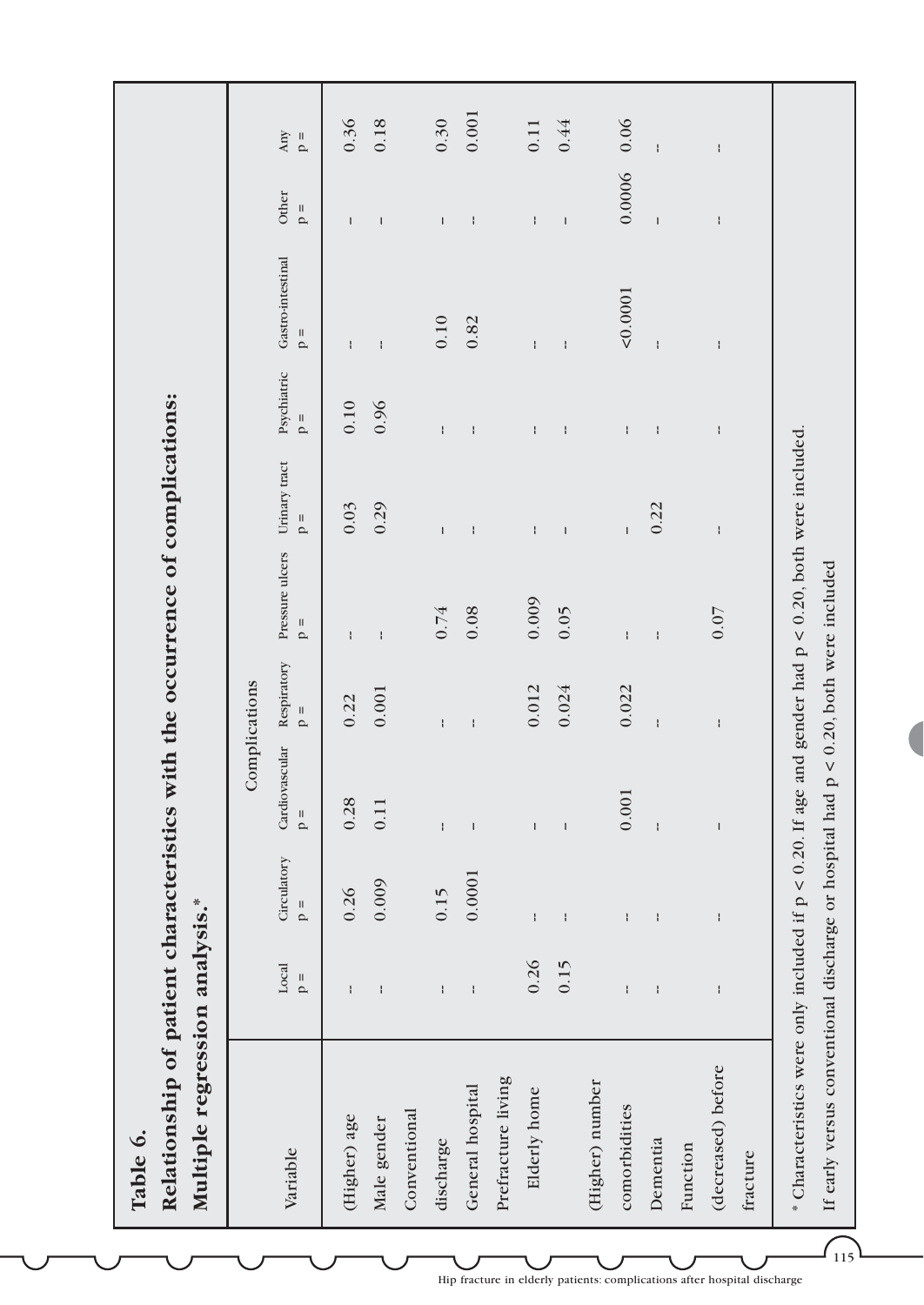**Table 6.**

**Relationship of patient characteristics with the occurrence of complications: Multiple regression analysis.***

| Variable | Complications | | | | | | | | | |
|---|---|---|---|---|---|---|---|---|---|---|
| | Local p = | Circulatory p = | Cardiovascular p = | Respiratory p = | Pressure ulcers p = | Urinary tract p = | Psychiatric p = | Gastro-intestinal p = | Other p = | Any p = |
| (Higher) age | - | 0.26 | 0.28 | 0.22 | - | 0.03 | 0.10 | - | - | 0.36 |
| Male gender | - | 0.009 | 0.11 | 0.001 | - | 0.29 | 0.96 | - | - | 0.18 |
| Conventional discharge | - | 0.15 | - | - | 0.74 | - | - | 0.10 | - | 0.30 |
| General hospital | - | 0.0001 | - | - | 0.08 | - | - | 0.82 | - | 0.001 |
| Prefracture living | | | | | | | | | | |
| Elderly home | 0.26 | - | - | 0.012 | 0.009 | - | - | - | - | 0.11 |
| | 0.15 | - | - | 0.024 | 0.05 | - | - | - | - | 0.44 |
| (Higher) number comorbidities | - | - | 0.001 | 0.022 | - | - | - | <0.0001 | 0.0006 | 0.06 |
| Dementia | - | - | - | - | - | 0.22 | - | - | - | - |
| Function (decreased) before fracture | - | - | - | - | 0.07 | - | - | - | - | - |

* Characteristics were only included if p < 0.20. If age and gender had p < 0.20, both were included.

If early versus conventional discharge or hospital had p < 0.20, both were included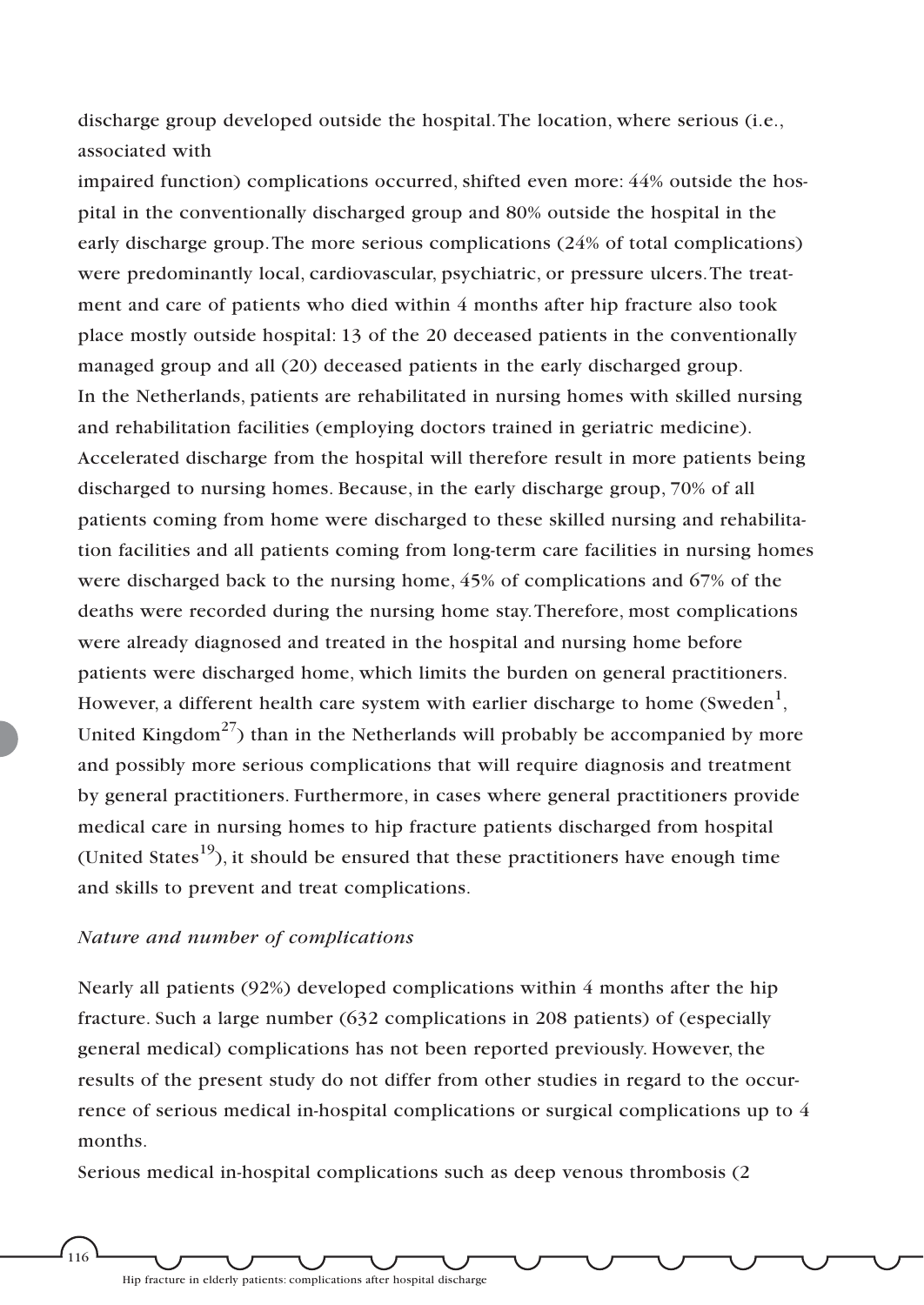discharge group developed outside the hospital. The location, where serious (i.e., associated with impaired function) complications occurred, shifted even more: 44% outside the hospital in the conventionally discharged group and 80% outside the hospital in the early discharge group. The more serious complications (24% of total complications) were predominantly local, cardiovascular, psychiatric, or pressure ulcers. The treatment and care of patients who died within 4 months after hip fracture also took place mostly outside hospital: 13 of the 20 deceased patients in the conventionally managed group and all (20) deceased patients in the early discharged group.

In the Netherlands, patients are rehabilitated in nursing homes with skilled nursing and rehabilitation facilities (employing doctors trained in geriatric medicine). Accelerated discharge from the hospital will therefore result in more patients being discharged to nursing homes. Because, in the early discharge group, 70% of all patients coming from home were discharged to these skilled nursing and rehabilitation facilities and all patients coming from long-term care facilities in nursing homes were discharged back to the nursing home, 45% of complications and 67% of the deaths were recorded during the nursing home stay. Therefore, most complications were already diagnosed and treated in the hospital and nursing home before patients were discharged home, which limits the burden on general practitioners. However, a different health care system with earlier discharge to home (Sweden[1], United Kingdom[27]) than in the Netherlands will probably be accompanied by more and possibly more serious complications that will require diagnosis and treatment by general practitioners. Furthermore, in cases where general practitioners provide medical care in nursing homes to hip fracture patients discharged from hospital (United States[19]), it should be ensured that these practitioners have enough time and skills to prevent and treat complications.

### *Nature and number of complications*

Nearly all patients (92%) developed complications within 4 months after the hip fracture. Such a large number (632 complications in 208 patients) of (especially general medical) complications has not been reported previously. However, the results of the present study do not differ from other studies in regard to the occurrence of serious medical in-hospital complications or surgical complications up to 4 months.

Serious medical in-hospital complications such as deep venous thrombosis (2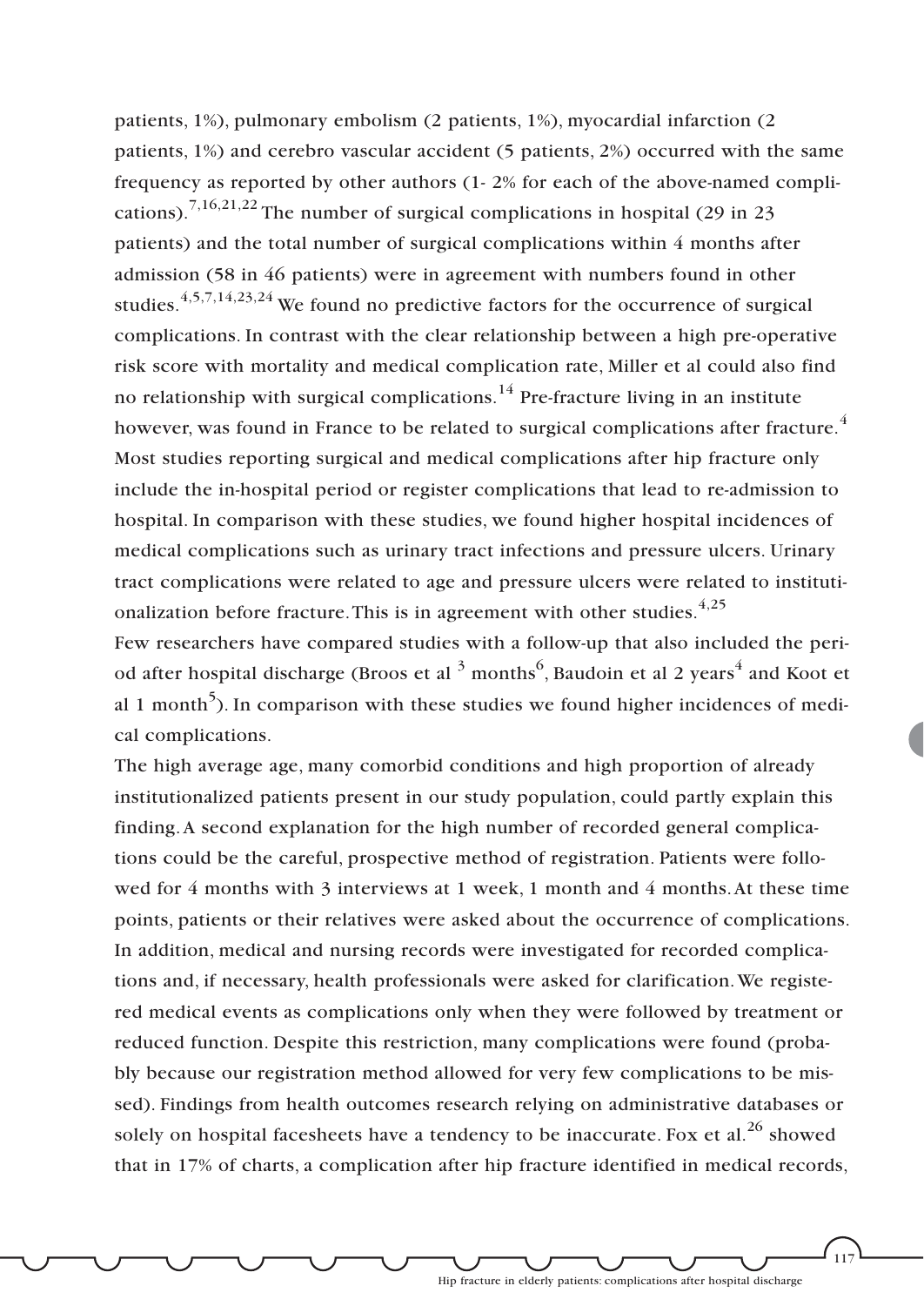patients, 1%), pulmonary embolism (2 patients, 1%), myocardial infarction (2 patients, 1%) and cerebro vascular accident (5 patients, 2%) occurred with the same frequency as reported by other authors (1- 2% for each of the above-named complications).[7,16,21,22] The number of surgical complications in hospital (29 in 23 patients) and the total number of surgical complications within 4 months after admission (58 in 46 patients) were in agreement with numbers found in other studies.[4,5,7,14,23,24] We found no predictive factors for the occurrence of surgical complications. In contrast with the clear relationship between a high pre-operative risk score with mortality and medical complication rate, Miller et al could also find no relationship with surgical complications.[14] Pre-fracture living in an institute however, was found in France to be related to surgical complications after fracture.[4] Most studies reporting surgical and medical complications after hip fracture only include the in-hospital period or register complications that lead to re-admission to hospital. In comparison with these studies, we found higher hospital incidences of medical complications such as urinary tract infections and pressure ulcers. Urinary tract complications were related to age and pressure ulcers were related to institutionalization before fracture. This is in agreement with other studies.[4,25]

Few researchers have compared studies with a follow-up that also included the period after hospital discharge (Broos et al [3] months[6], Baudoin et al 2 years[4] and Koot et al 1 month[5]). In comparison with these studies we found higher incidences of medical complications.

The high average age, many comorbid conditions and high proportion of already institutionalized patients present in our study population, could partly explain this finding. A second explanation for the high number of recorded general complications could be the careful, prospective method of registration. Patients were followed for 4 months with 3 interviews at 1 week, 1 month and 4 months. At these time points, patients or their relatives were asked about the occurrence of complications. In addition, medical and nursing records were investigated for recorded complications and, if necessary, health professionals were asked for clarification. We registered medical events as complications only when they were followed by treatment or reduced function. Despite this restriction, many complications were found (probably because our registration method allowed for very few complications to be missed). Findings from health outcomes research relying on administrative databases or solely on hospital facesheets have a tendency to be inaccurate. Fox et al.[26] showed that in 17% of charts, a complication after hip fracture identified in medical records,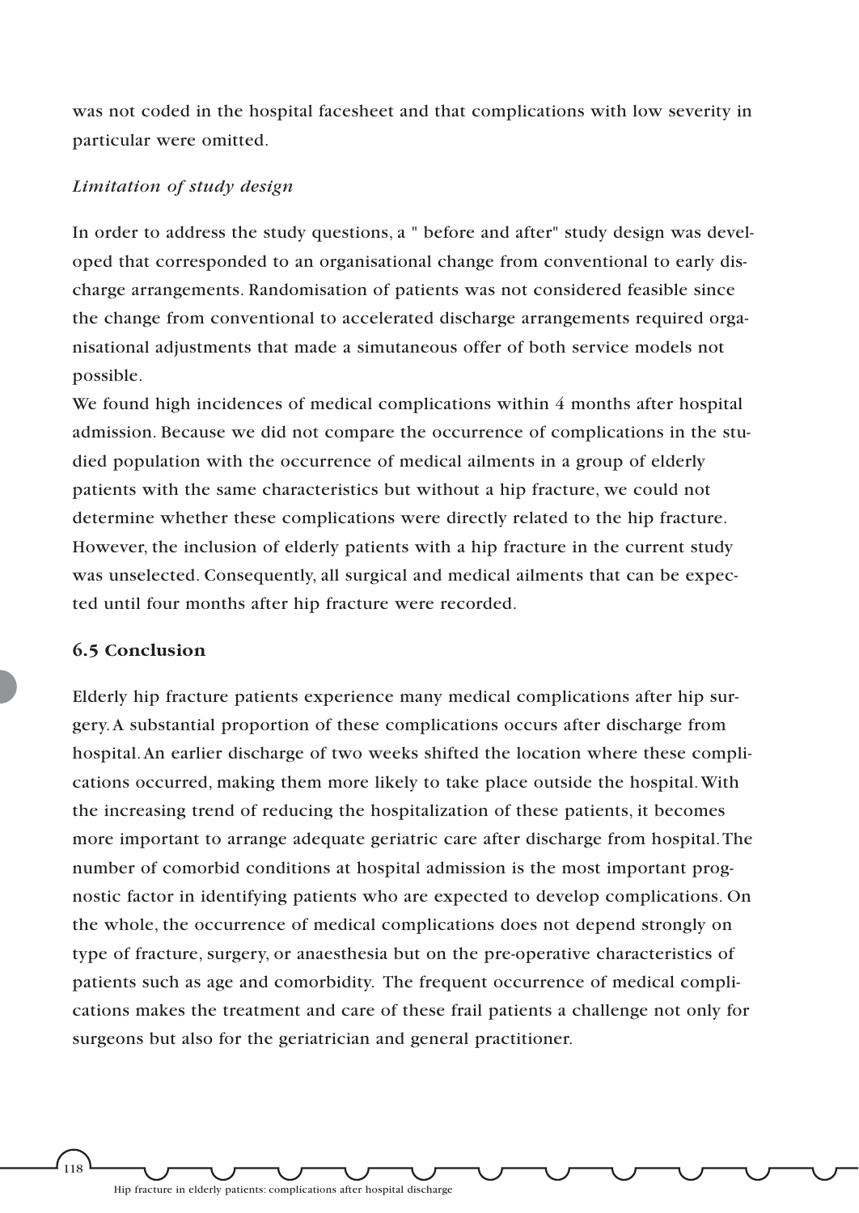was not coded in the hospital facesheet and that complications with low severity in particular were omitted.

*Limitation of study design*

In order to address the study questions, a " before and after" study design was developed that corresponded to an organisational change from conventional to early discharge arrangements. Randomisation of patients was not considered feasible since the change from conventional to accelerated discharge arrangements required organisational adjustments that made a simutaneous offer of both service models not possible.

We found high incidences of medical complications within 4 months after hospital admission. Because we did not compare the occurrence of complications in the studied population with the occurrence of medical ailments in a group of elderly patients with the same characteristics but without a hip fracture, we could not determine whether these complications were directly related to the hip fracture. However, the inclusion of elderly patients with a hip fracture in the current study was unselected. Consequently, all surgical and medical ailments that can be expected until four months after hip fracture were recorded.

### 6.5 Conclusion

Elderly hip fracture patients experience many medical complications after hip surgery. A substantial proportion of these complications occurs after discharge from hospital. An earlier discharge of two weeks shifted the location where these complications occurred, making them more likely to take place outside the hospital. With the increasing trend of reducing the hospitalization of these patients, it becomes more important to arrange adequate geriatric care after discharge from hospital. The number of comorbid conditions at hospital admission is the most important prognostic factor in identifying patients who are expected to develop complications. On the whole, the occurrence of medical complications does not depend strongly on type of fracture, surgery, or anaesthesia but on the pre-operative characteristics of patients such as age and comorbidity. The frequent occurrence of medical complications makes the treatment and care of these frail patients a challenge not only for surgeons but also for the geriatrician and general practitioner.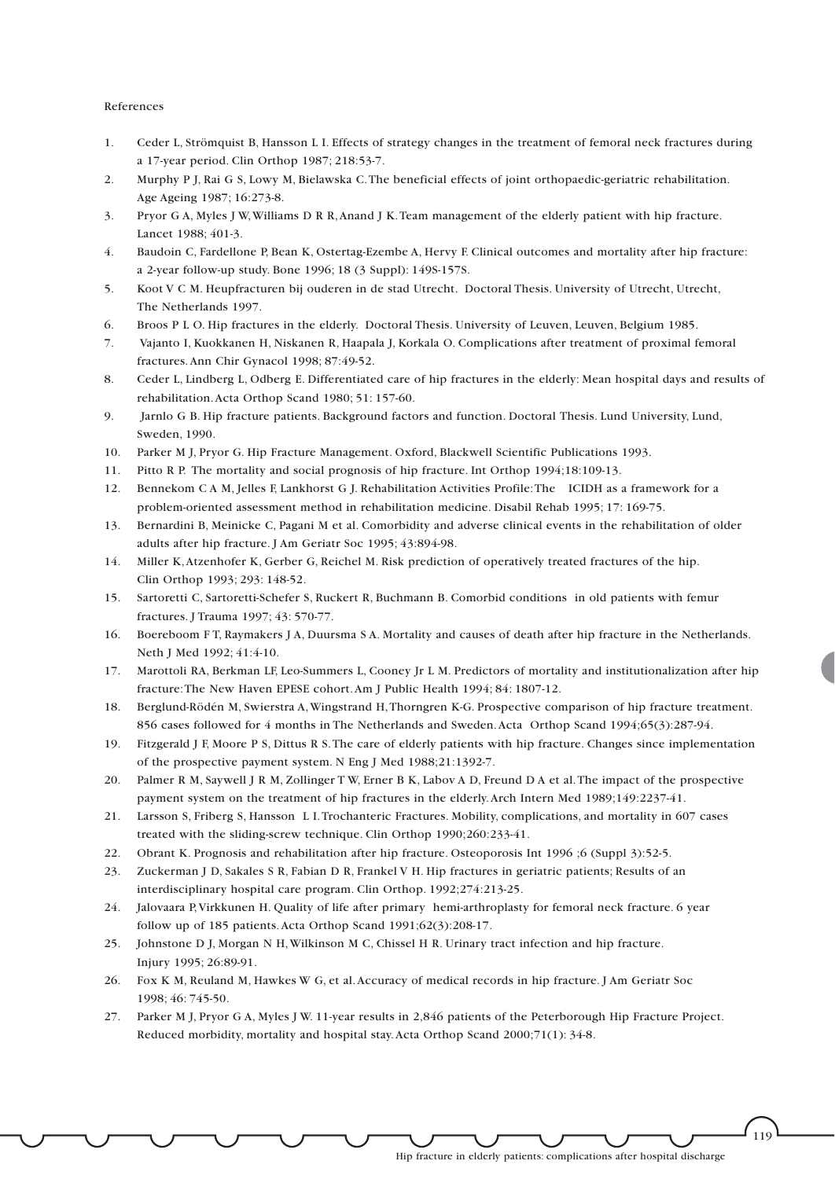References

1. Ceder L, Strömquist B, Hansson L I. Effects of strategy changes in the treatment of femoral neck fractures during a 17-year period. Clin Orthop 1987; 218:53-7.
2. Murphy P J, Rai G S, Lowy M, Bielawska C. The beneficial effects of joint orthopaedic-geriatric rehabilitation. Age Ageing 1987; 16:273-8.
3. Pryor G A, Myles J W, Williams D R R, Anand J K. Team management of the elderly patient with hip fracture. Lancet 1988; 401-3.
4. Baudoin C, Fardellone P, Bean K, Ostertag-Ezembe A, Hervy F. Clinical outcomes and mortality after hip fracture: a 2-year follow-up study. Bone 1996; 18 (3 Suppl): 149S-157S.
5. Koot V C M. Heupfracturen bij ouderen in de stad Utrecht. Doctoral Thesis. University of Utrecht, Utrecht, The Netherlands 1997.
6. Broos P L O. Hip fractures in the elderly. Doctoral Thesis. University of Leuven, Leuven, Belgium 1985.
7. Vajanto I, Kuokkanen H, Niskanen R, Haapala J, Korkala O. Complications after treatment of proximal femoral fractures. Ann Chir Gynacol 1998; 87:49-52.
8. Ceder L, Lindberg L, Odberg E. Differentiated care of hip fractures in the elderly: Mean hospital days and results of rehabilitation. Acta Orthop Scand 1980; 51: 157-60.
9. Jarnlo G B. Hip fracture patients. Background factors and function. Doctoral Thesis. Lund University, Lund, Sweden, 1990.
10. Parker M J, Pryor G. Hip Fracture Management. Oxford, Blackwell Scientific Publications 1993.
11. Pitto R P. The mortality and social prognosis of hip fracture. Int Orthop 1994;18:109-13.
12. Bennekom C A M, Jelles F, Lankhorst G J. Rehabilitation Activities Profile: The ICIDH as a framework for a problem-oriented assessment method in rehabilitation medicine. Disabil Rehab 1995; 17: 169-75.
13. Bernardini B, Meinicke C, Pagani M et al. Comorbidity and adverse clinical events in the rehabilitation of older adults after hip fracture. J Am Geriatr Soc 1995; 43:894-98.
14. Miller K, Atzenhofer K, Gerber G, Reichel M. Risk prediction of operatively treated fractures of the hip. Clin Orthop 1993; 293: 148-52.
15. Sartoretti C, Sartoretti-Schefer S, Ruckert R, Buchmann B. Comorbid conditions in old patients with femur fractures. J Trauma 1997; 43: 570-77.
16. Boereboom F T, Raymakers J A, Duursma S A. Mortality and causes of death after hip fracture in the Netherlands. Neth J Med 1992; 41:4-10.
17. Marottoli RA, Berkman LF, Leo-Summers L, Cooney Jr L M. Predictors of mortality and institutionalization after hip fracture: The New Haven EPESE cohort. Am J Public Health 1994; 84: 1807-12.
18. Berglund-Rödén M, Swierstra A, Wingstrand H, Thorngren K-G. Prospective comparison of hip fracture treatment. 856 cases followed for 4 months in The Netherlands and Sweden. Acta Orthop Scand 1994;65(3):287-94.
19. Fitzgerald J F, Moore P S, Dittus R S. The care of elderly patients with hip fracture. Changes since implementation of the prospective payment system. N Eng J Med 1988;21:1392-7.
20. Palmer R M, Saywell J R M, Zollinger T W, Erner B K, Labov A D, Freund D A et al. The impact of the prospective payment system on the treatment of hip fractures in the elderly. Arch Intern Med 1989;149:2237-41.
21. Larsson S, Friberg S, Hansson L I. Trochanteric Fractures. Mobility, complications, and mortality in 607 cases treated with the sliding-screw technique. Clin Orthop 1990;260:233-41.
22. Obrant K. Prognosis and rehabilitation after hip fracture. Osteoporosis Int 1996 ;6 (Suppl 3):52-5.
23. Zuckerman J D, Sakales S R, Fabian D R, Frankel V H. Hip fractures in geriatric patients; Results of an interdisciplinary hospital care program. Clin Orthop. 1992;274:213-25.
24. Jalovaara P, Virkkunen H. Quality of life after primary hemi-arthroplasty for femoral neck fracture. 6 year follow up of 185 patients. Acta Orthop Scand 1991;62(3):208-17.
25. Johnstone D J, Morgan N H, Wilkinson M C, Chissel H R. Urinary tract infection and hip fracture. Injury 1995; 26:89-91.
26. Fox K M, Reuland M, Hawkes W G, et al. Accuracy of medical records in hip fracture. J Am Geriatr Soc 1998; 46: 745-50.
27. Parker M J, Pryor G A, Myles J W. 11-year results in 2,846 patients of the Peterborough Hip Fracture Project. Reduced morbidity, mortality and hospital stay. Acta Orthop Scand 2000;71(1): 34-8.